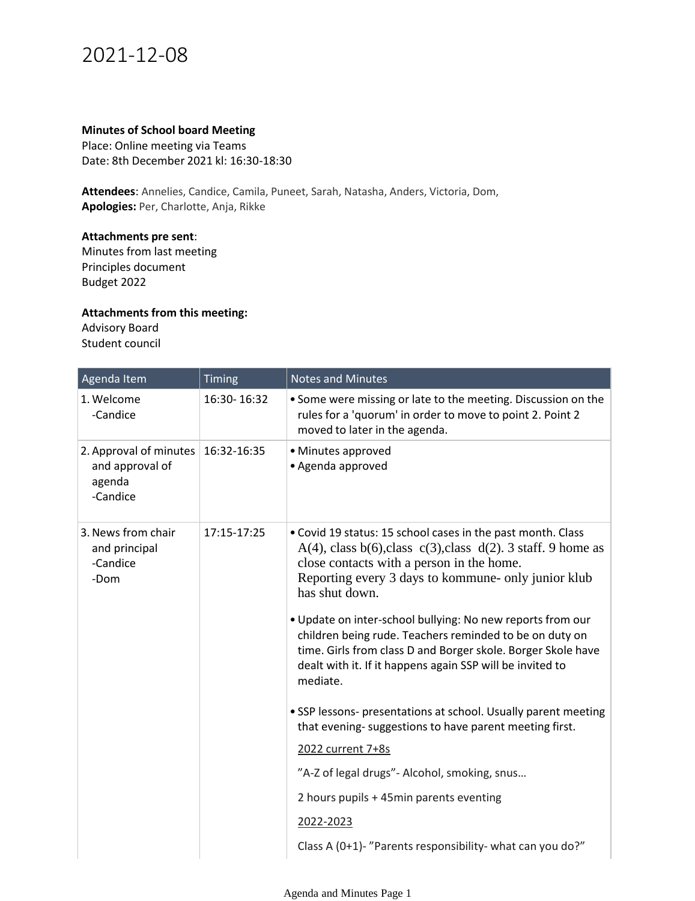# 2021-12-08

**Minutes of School board Meeting**
Place: Online meeting via Teams
Date: 8th December 2021 kl: 16:30-18:30

**Attendees**: Annelies, Candice, Camila, Puneet, Sarah, Natasha, Anders, Victoria, Dom,
**Apologies:** Per, Charlotte, Anja, Rikke

**Attachments pre sent**:
Minutes from last meeting
Principles document
Budget 2022

**Attachments from this meeting:**
Advisory Board
Student council

| Agenda Item | Timing | Notes and Minutes |
|---|---|---|
| 1. Welcome -Candice | 16:30- 16:32 | • Some were missing or late to the meeting. Discussion on the rules for a 'quorum' in order to move to point 2. Point 2 moved to later in the agenda. |
| 2. Approval of minutes and approval of agenda -Candice | 16:32-16:35 | • Minutes approved<br>• Agenda approved |
| 3. News from chair and principal -Candice -Dom | 17:15-17:25 | • Covid 19 status: 15 school cases in the past month. Class A(4), class b(6),class c(3),class d(2). 3 staff. 9 home as close contacts with a person in the home. Reporting every 3 days to kommune- only junior klub has shut down.<br><br>• Update on inter-school bullying: No new reports from our children being rude. Teachers reminded to be on duty on time. Girls from class D and Borger skole. Borger Skole have dealt with it. If it happens again SSP will be invited to mediate.<br><br>• SSP lessons- presentations at school. Usually parent meeting that evening- suggestions to have parent meeting first.<br><br><u>2022 current 7+8s</u><br><br>”A-Z of legal drugs”- Alcohol, smoking, snus…<br><br>2 hours pupils + 45min parents eventing<br><br><u>2022-2023</u><br><br>Class A (0+1)- ”Parents responsibility- what can you do?” |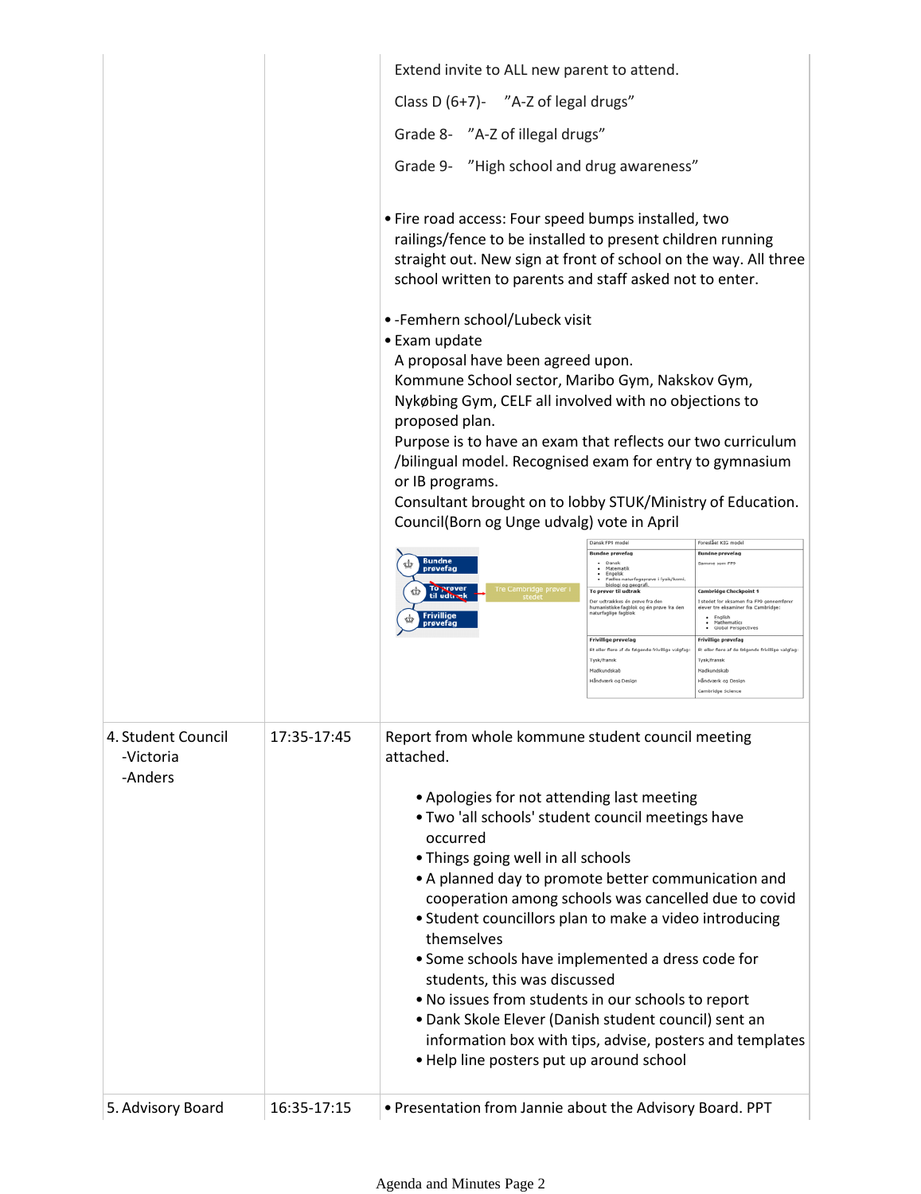| | | |
|---|---|---|
| | | Extend invite to ALL new parent to attend.<br><br>Class D (6+7)- ”A-Z of legal drugs”<br><br>Grade 8- ”A-Z of illegal drugs”<br><br>Grade 9- ”High school and drug awareness”<br><br>• Fire road access: Four speed bumps installed, two railings/fence to be installed to present children running straight out. New sign at front of school on the way. All three school written to parents and staff asked not to enter.<br><br>• -Femhern school/Lubeck visit<br>• Exam update<br>A proposal have been agreed upon.<br>Kommune School sector, Maribo Gym, Nakskov Gym, Nykøbing Gym, CELF all involved with no objections to proposed plan.<br>Purpose is to have an exam that reflects our two curriculum /bilingual model. Recognised exam for entry to gymnasium or IB programs.<br>Consultant brought on to lobby STUK/Ministry of Education.<br>Council(Born og Unge udvalg) vote in April<br><br>Bundne prøvefag<br>To prøver til udtræk → Tre Cambridge prøver i stedet<br>Frivillige prøvefag<br><br>Dansk FP9 model: Bundne prøvefag – Dansk, Matematik, Engelsk, Fælles naturfagsprøve i fysik/kemi, biologi og geografi. To prøver til udtræk – Der udtrækkes én prøve fra den humanistiske fagblok og én prøve fra den naturfaglige fagblok. Frivillige prøvefag – Et eller flere af de følgende frivillige valgfag: Tysk/fransk, Madkundskab, Håndværk og Design<br><br>Foreslået KIS model: Bundne prøvefag – Samme som FP9. Cambridge Checkpoint 9 – I stedet for eksamen fra FP9 gennemfører elever tre eksaminer fra Cambridge: English, Mathematics, Global Perspectives. Frivillige prøvefag – Et eller flere af de følgende frivillige valgfag: Tysk/fransk, Madkundskab, Håndværk og Design, Cambridge Science |
| 4. Student Council<br>-Victoria<br>-Anders | 17:35-17:45 | Report from whole kommune student council meeting attached.<br><br>• Apologies for not attending last meeting<br>• Two 'all schools' student council meetings have occurred<br>• Things going well in all schools<br>• A planned day to promote better communication and cooperation among schools was cancelled due to covid<br>• Student councillors plan to make a video introducing themselves<br>• Some schools have implemented a dress code for students, this was discussed<br>• No issues from students in our schools to report<br>• Dank Skole Elever (Danish student council) sent an information box with tips, advise, posters and templates<br>• Help line posters put up around school |
| 5. Advisory Board | 16:35-17:15 | • Presentation from Jannie about the Advisory Board. PPT |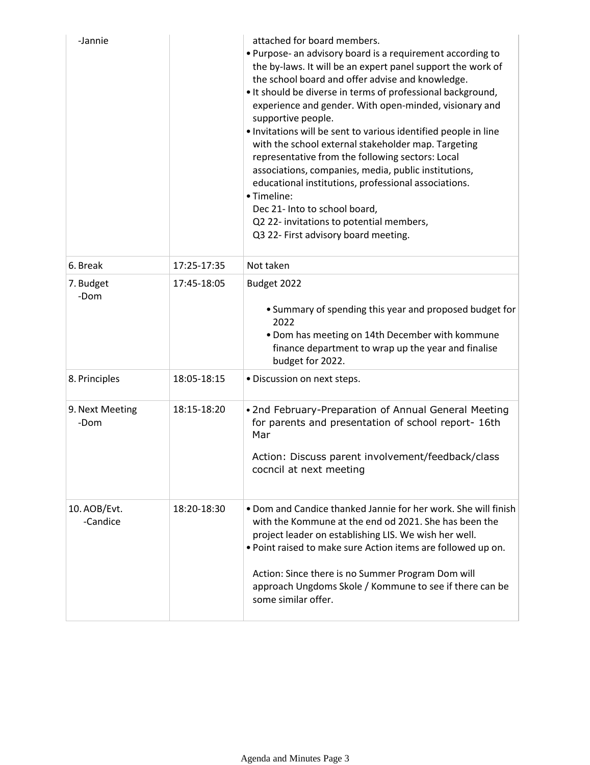| | | |
|---|---|---|
| -Jannie | | attached for board members.<br>• Purpose- an advisory board is a requirement according to the by-laws. It will be an expert panel support the work of the school board and offer advise and knowledge.<br>• It should be diverse in terms of professional background, experience and gender. With open-minded, visionary and supportive people.<br>• Invitations will be sent to various identified people in line with the school external stakeholder map. Targeting representative from the following sectors: Local associations, companies, media, public institutions, educational institutions, professional associations.<br>• Timeline:<br>Dec 21- Into to school board,<br>Q2 22- invitations to potential members,<br>Q3 22- First advisory board meeting. |
| 6. Break | 17:25-17:35 | Not taken |
| 7. Budget<br>-Dom | 17:45-18:05 | Budget 2022<br>• Summary of spending this year and proposed budget for 2022<br>• Dom has meeting on 14th December with kommune finance department to wrap up the year and finalise budget for 2022. |
| 8. Principles | 18:05-18:15 | • Discussion on next steps. |
| 9. Next Meeting<br>-Dom | 18:15-18:20 | • 2nd February-Preparation of Annual General Meeting for parents and presentation of school report- 16th Mar<br>Action: Discuss parent involvement/feedback/class cocncil at next meeting |
| 10. AOB/Evt.<br>-Candice | 18:20-18:30 | • Dom and Candice thanked Jannie for her work. She will finish with the Kommune at the end od 2021. She has been the project leader on establishing LIS. We wish her well.<br>• Point raised to make sure Action items are followed up on.<br>Action: Since there is no Summer Program Dom will approach Ungdoms Skole / Kommune to see if there can be some similar offer. |